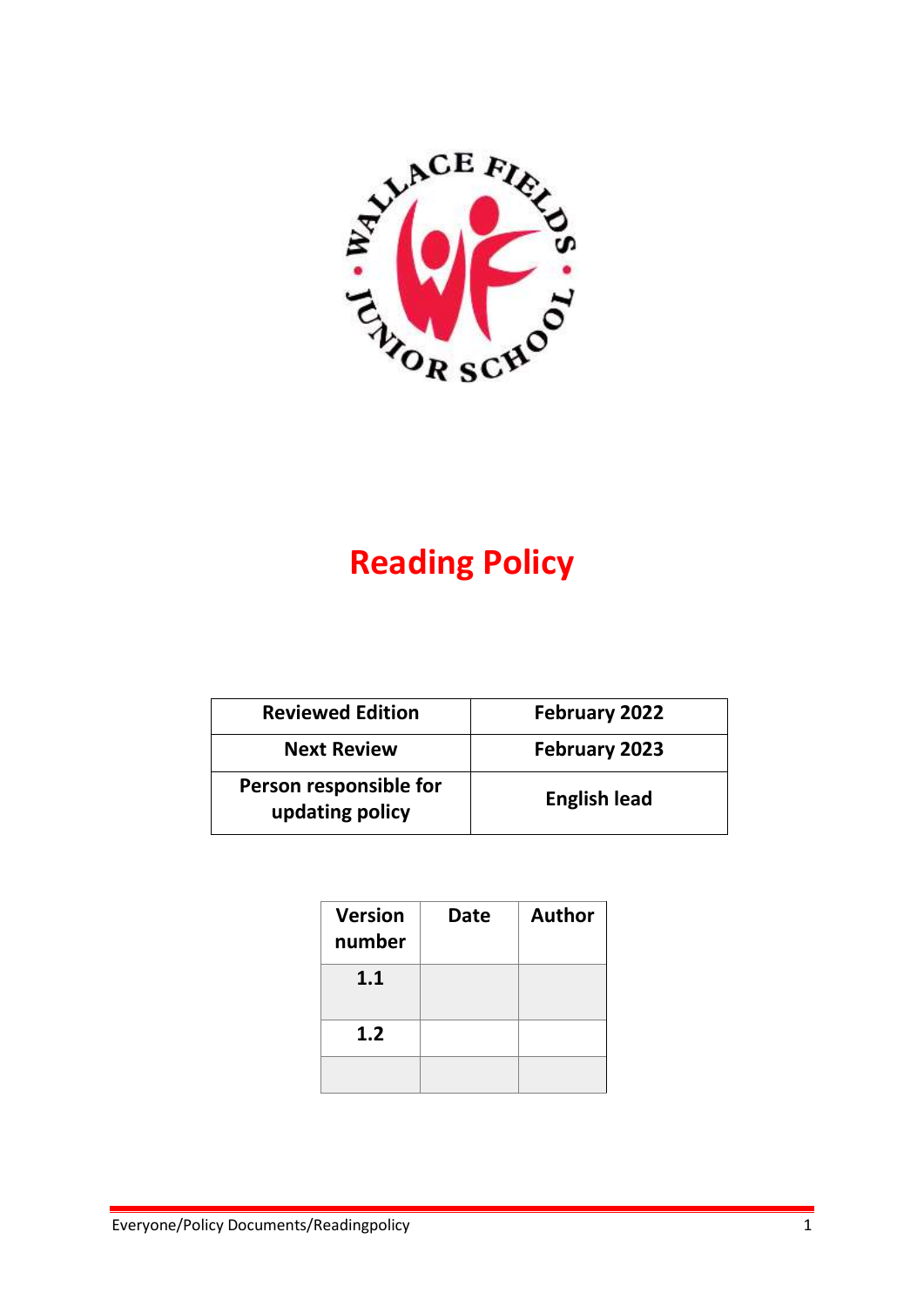# Reading Policy

| Reviewed Edition | February 2022 |
|---|---|
| Next Review | February 2023 |
| Person responsible for updating policy | English lead |

| Version number | Date | Author |
|---|---|---|
| 1.1 | | |
| 1.2 | | |
| | | |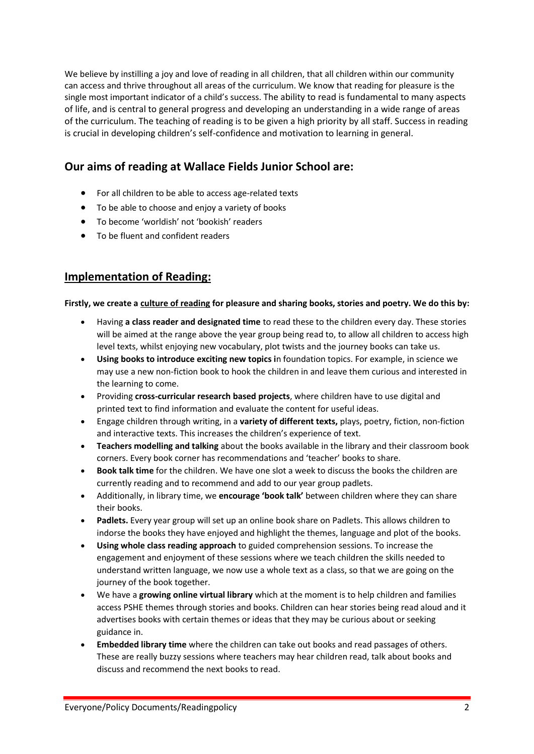We believe by instilling a joy and love of reading in all children, that all children within our community can access and thrive throughout all areas of the curriculum. We know that reading for pleasure is the single most important indicator of a child's success. The ability to read is fundamental to many aspects of life, and is central to general progress and developing an understanding in a wide range of areas of the curriculum. The teaching of reading is to be given a high priority by all staff. Success in reading is crucial in developing children's self-confidence and motivation to learning in general.

## Our aims of reading at Wallace Fields Junior School are:

- For all children to be able to access age-related texts
- To be able to choose and enjoy a variety of books
- To become 'worldish' not 'bookish' readers
- To be fluent and confident readers

## <u>Implementation of Reading:</u>

**Firstly, we create a <u>culture of reading</u> for pleasure and sharing books, stories and poetry. We do this by:**

- Having **a class reader and designated time** to read these to the children every day. These stories will be aimed at the range above the year group being read to, to allow all children to access high level texts, whilst enjoying new vocabulary, plot twists and the journey books can take us.
- **Using books to introduce exciting new topics i**n foundation topics. For example, in science we may use a new non-fiction book to hook the children in and leave them curious and interested in the learning to come.
- Providing **cross-curricular research based projects**, where children have to use digital and printed text to find information and evaluate the content for useful ideas.
- Engage children through writing, in a **variety of different texts,** plays, poetry, fiction, non-fiction and interactive texts. This increases the children's experience of text.
- **Teachers modelling and talking** about the books available in the library and their classroom book corners. Every book corner has recommendations and 'teacher' books to share.
- **Book talk time** for the children. We have one slot a week to discuss the books the children are currently reading and to recommend and add to our year group padlets.
- Additionally, in library time, we **encourage 'book talk'** between children where they can share their books.
- **Padlets.** Every year group will set up an online book share on Padlets. This allows children to indorse the books they have enjoyed and highlight the themes, language and plot of the books.
- **Using whole class reading approach** to guided comprehension sessions. To increase the engagement and enjoyment of these sessions where we teach children the skills needed to understand written language, we now use a whole text as a class, so that we are going on the journey of the book together.
- We have a **growing online virtual library** which at the moment is to help children and families access PSHE themes through stories and books. Children can hear stories being read aloud and it advertises books with certain themes or ideas that they may be curious about or seeking guidance in.
- **Embedded library time** where the children can take out books and read passages of others. These are really buzzy sessions where teachers may hear children read, talk about books and discuss and recommend the next books to read.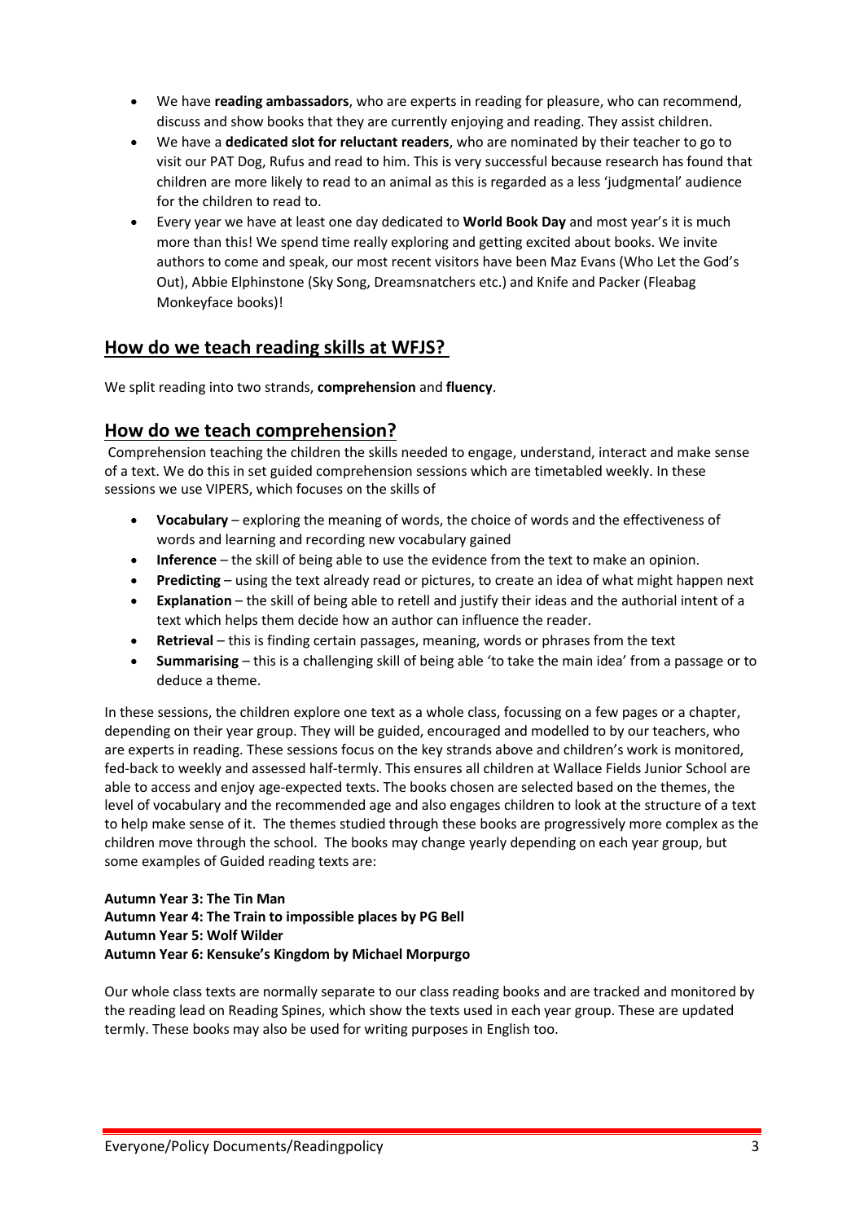- We have **reading ambassadors**, who are experts in reading for pleasure, who can recommend, discuss and show books that they are currently enjoying and reading. They assist children.
- We have a **dedicated slot for reluctant readers**, who are nominated by their teacher to go to visit our PAT Dog, Rufus and read to him. This is very successful because research has found that children are more likely to read to an animal as this is regarded as a less 'judgmental' audience for the children to read to.
- Every year we have at least one day dedicated to **World Book Day** and most year's it is much more than this! We spend time really exploring and getting excited about books. We invite authors to come and speak, our most recent visitors have been Maz Evans (Who Let the God's Out), Abbie Elphinstone (Sky Song, Dreamsnatchers etc.) and Knife and Packer (Fleabag Monkeyface books)!

## How do we teach reading skills at WFJS?

We split reading into two strands, **comprehension** and **fluency**.

## How do we teach comprehension?

Comprehension teaching the children the skills needed to engage, understand, interact and make sense of a text. We do this in set guided comprehension sessions which are timetabled weekly. In these sessions we use VIPERS, which focuses on the skills of

- **Vocabulary** – exploring the meaning of words, the choice of words and the effectiveness of words and learning and recording new vocabulary gained
- **Inference** – the skill of being able to use the evidence from the text to make an opinion.
- **Predicting** – using the text already read or pictures, to create an idea of what might happen next
- **Explanation** – the skill of being able to retell and justify their ideas and the authorial intent of a text which helps them decide how an author can influence the reader.
- **Retrieval** – this is finding certain passages, meaning, words or phrases from the text
- **Summarising** – this is a challenging skill of being able 'to take the main idea' from a passage or to deduce a theme.

In these sessions, the children explore one text as a whole class, focussing on a few pages or a chapter, depending on their year group. They will be guided, encouraged and modelled to by our teachers, who are experts in reading. These sessions focus on the key strands above and children's work is monitored, fed-back to weekly and assessed half-termly. This ensures all children at Wallace Fields Junior School are able to access and enjoy age-expected texts. The books chosen are selected based on the themes, the level of vocabulary and the recommended age and also engages children to look at the structure of a text to help make sense of it. The themes studied through these books are progressively more complex as the children move through the school. The books may change yearly depending on each year group, but some examples of Guided reading texts are:

**Autumn Year 3: The Tin Man**
**Autumn Year 4: The Train to impossible places by PG Bell**
**Autumn Year 5: Wolf Wilder**
**Autumn Year 6: Kensuke's Kingdom by Michael Morpurgo**

Our whole class texts are normally separate to our class reading books and are tracked and monitored by the reading lead on Reading Spines, which show the texts used in each year group. These are updated termly. These books may also be used for writing purposes in English too.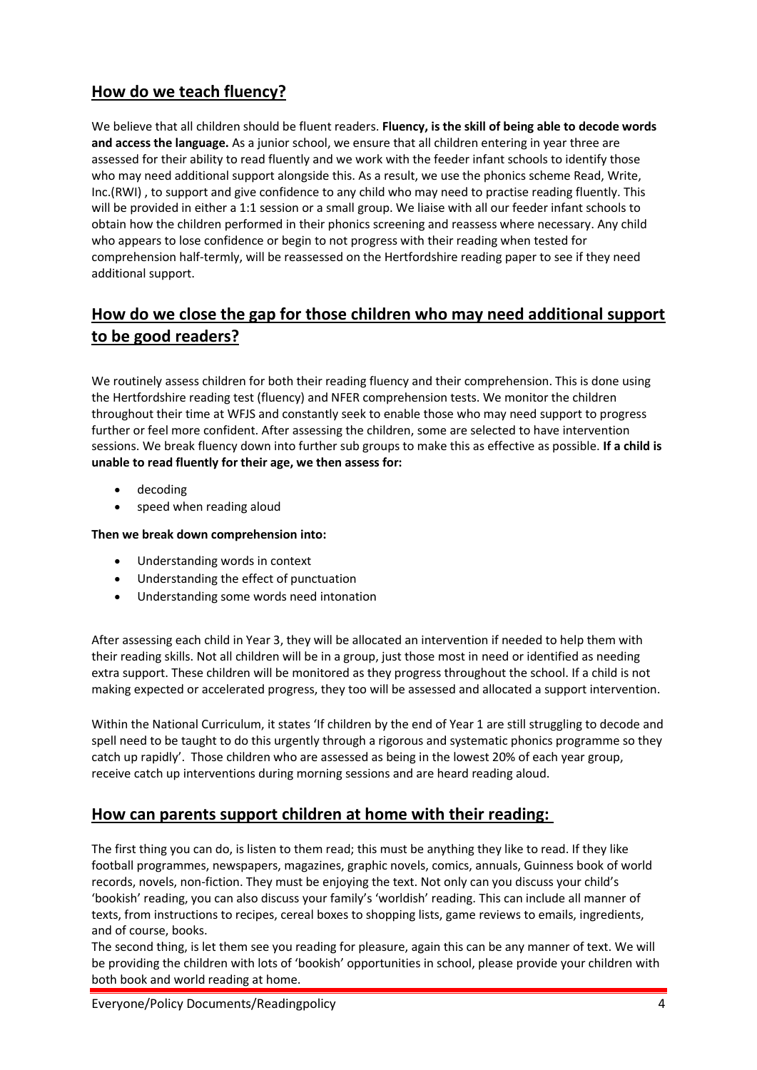## How do we teach fluency?

We believe that all children should be fluent readers. **Fluency, is the skill of being able to decode words and access the language.** As a junior school, we ensure that all children entering in year three are assessed for their ability to read fluently and we work with the feeder infant schools to identify those who may need additional support alongside this. As a result, we use the phonics scheme Read, Write, Inc.(RWI) , to support and give confidence to any child who may need to practise reading fluently. This will be provided in either a 1:1 session or a small group. We liaise with all our feeder infant schools to obtain how the children performed in their phonics screening and reassess where necessary. Any child who appears to lose confidence or begin to not progress with their reading when tested for comprehension half-termly, will be reassessed on the Hertfordshire reading paper to see if they need additional support.

## How do we close the gap for those children who may need additional support to be good readers?

We routinely assess children for both their reading fluency and their comprehension. This is done using the Hertfordshire reading test (fluency) and NFER comprehension tests. We monitor the children throughout their time at WFJS and constantly seek to enable those who may need support to progress further or feel more confident. After assessing the children, some are selected to have intervention sessions. We break fluency down into further sub groups to make this as effective as possible. **If a child is unable to read fluently for their age, we then assess for:**

- decoding
- speed when reading aloud

**Then we break down comprehension into:**

- Understanding words in context
- Understanding the effect of punctuation
- Understanding some words need intonation

After assessing each child in Year 3, they will be allocated an intervention if needed to help them with their reading skills. Not all children will be in a group, just those most in need or identified as needing extra support. These children will be monitored as they progress throughout the school. If a child is not making expected or accelerated progress, they too will be assessed and allocated a support intervention.

Within the National Curriculum, it states 'If children by the end of Year 1 are still struggling to decode and spell need to be taught to do this urgently through a rigorous and systematic phonics programme so they catch up rapidly'. Those children who are assessed as being in the lowest 20% of each year group, receive catch up interventions during morning sessions and are heard reading aloud.

## How can parents support children at home with their reading:

The first thing you can do, is listen to them read; this must be anything they like to read. If they like football programmes, newspapers, magazines, graphic novels, comics, annuals, Guinness book of world records, novels, non-fiction. They must be enjoying the text. Not only can you discuss your child's 'bookish' reading, you can also discuss your family's 'worldish' reading. This can include all manner of texts, from instructions to recipes, cereal boxes to shopping lists, game reviews to emails, ingredients, and of course, books.

The second thing, is let them see you reading for pleasure, again this can be any manner of text. We will be providing the children with lots of 'bookish' opportunities in school, please provide your children with both book and world reading at home.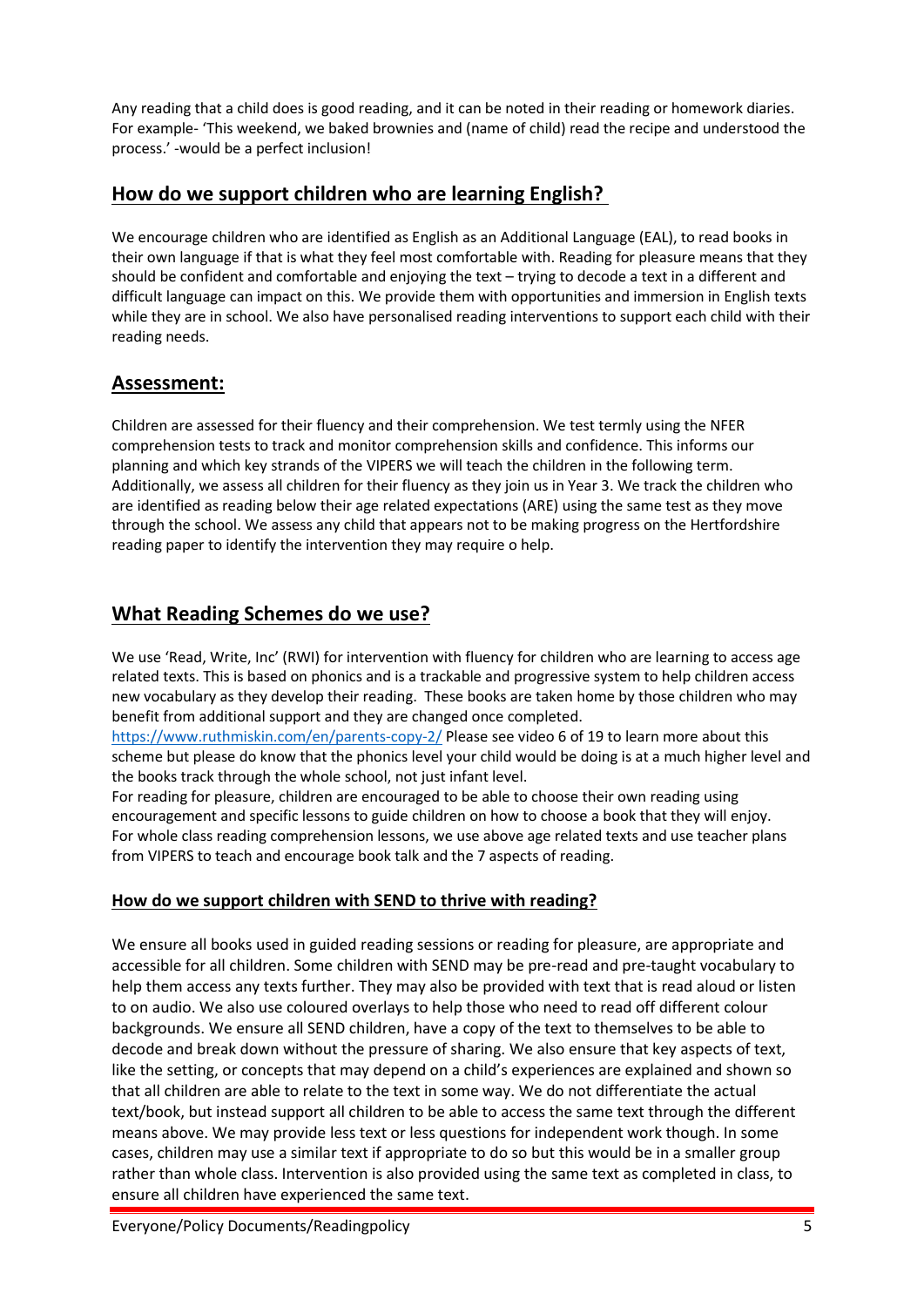Any reading that a child does is good reading, and it can be noted in their reading or homework diaries. For example- 'This weekend, we baked brownies and (name of child) read the recipe and understood the process.' -would be a perfect inclusion!

## How do we support children who are learning English?

We encourage children who are identified as English as an Additional Language (EAL), to read books in their own language if that is what they feel most comfortable with. Reading for pleasure means that they should be confident and comfortable and enjoying the text – trying to decode a text in a different and difficult language can impact on this. We provide them with opportunities and immersion in English texts while they are in school. We also have personalised reading interventions to support each child with their reading needs.

## Assessment:

Children are assessed for their fluency and their comprehension. We test termly using the NFER comprehension tests to track and monitor comprehension skills and confidence. This informs our planning and which key strands of the VIPERS we will teach the children in the following term. Additionally, we assess all children for their fluency as they join us in Year 3. We track the children who are identified as reading below their age related expectations (ARE) using the same test as they move through the school. We assess any child that appears not to be making progress on the Hertfordshire reading paper to identify the intervention they may require o help.

## What Reading Schemes do we use?

We use 'Read, Write, Inc' (RWI) for intervention with fluency for children who are learning to access age related texts. This is based on phonics and is a trackable and progressive system to help children access new vocabulary as they develop their reading. These books are taken home by those children who may benefit from additional support and they are changed once completed.
https://www.ruthmiskin.com/en/parents-copy-2/ Please see video 6 of 19 to learn more about this scheme but please do know that the phonics level your child would be doing is at a much higher level and the books track through the whole school, not just infant level.
For reading for pleasure, children are encouraged to be able to choose their own reading using encouragement and specific lessons to guide children on how to choose a book that they will enjoy.
For whole class reading comprehension lessons, we use above age related texts and use teacher plans from VIPERS to teach and encourage book talk and the 7 aspects of reading.

### How do we support children with SEND to thrive with reading?

We ensure all books used in guided reading sessions or reading for pleasure, are appropriate and accessible for all children. Some children with SEND may be pre-read and pre-taught vocabulary to help them access any texts further. They may also be provided with text that is read aloud or listen to on audio. We also use coloured overlays to help those who need to read off different colour backgrounds. We ensure all SEND children, have a copy of the text to themselves to be able to decode and break down without the pressure of sharing. We also ensure that key aspects of text, like the setting, or concepts that may depend on a child's experiences are explained and shown so that all children are able to relate to the text in some way. We do not differentiate the actual text/book, but instead support all children to be able to access the same text through the different means above. We may provide less text or less questions for independent work though. In some cases, children may use a similar text if appropriate to do so but this would be in a smaller group rather than whole class. Intervention is also provided using the same text as completed in class, to ensure all children have experienced the same text.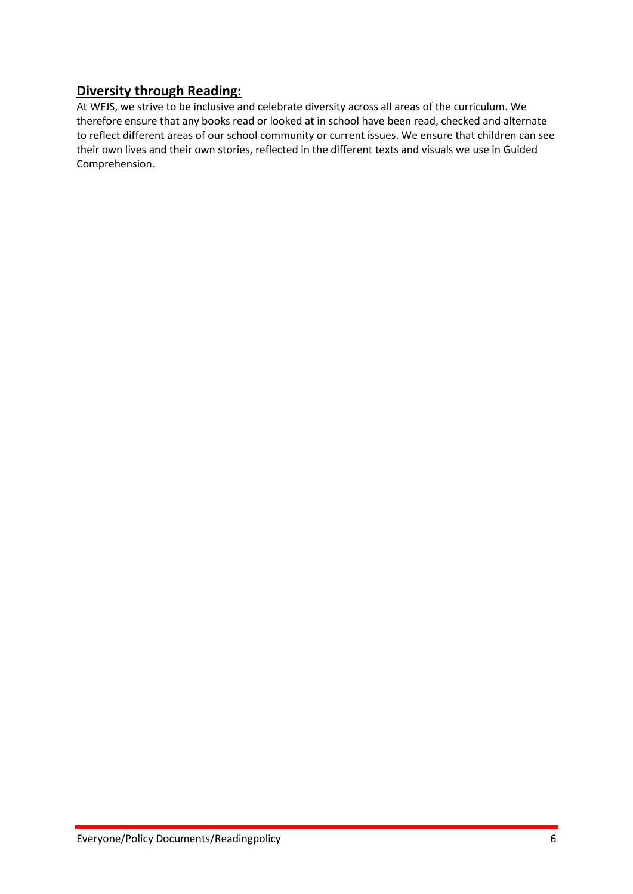## **Diversity through Reading:**

At WFJS, we strive to be inclusive and celebrate diversity across all areas of the curriculum. We therefore ensure that any books read or looked at in school have been read, checked and alternate to reflect different areas of our school community or current issues. We ensure that children can see their own lives and their own stories, reflected in the different texts and visuals we use in Guided Comprehension.